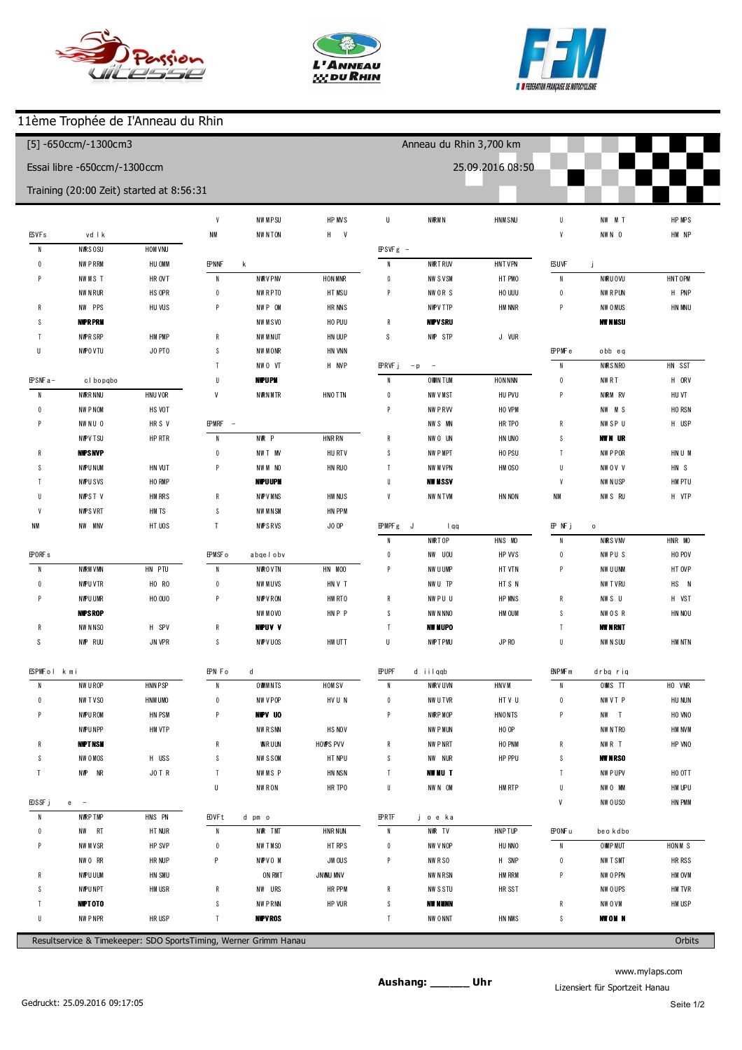# 11ème Trophée de l'Anneau du Rhin

[5] -650ccm/-1300cm3

Anneau du Rhin 3,700 km

Essai libre -650ccm/-1300ccm

25.09.2016 08:50

Training (20:00 Zeit) started at 8:56:31

ESVFs vd l k

| | | |
|---|---|---|
| N | NWRS OSU | HOM VNU |
| 0 | NW P RRM | HU OMM |
| P | NW M S T | HR OVT |
| | NW N RUR | HS OPR |
| R | NW PPS | HU VUS |
| S | **NPRPRM** | |
| T | NPR SRP | HM PMP |
| U | NPO VTU | JO PTO |

EPSNF a – cl bopqbo

| | | |
|---|---|---|
| N | NWR NNU | HNU VOR |
| 0 | NW P NOM | HS VOT |
| P | NW N U O | HR S V |
| | NPV TSU | HP RTR |
| R | **NPSNVP** | |
| S | NPU NUM | HN VUT |
| T | NPU SVS | HO RMP |
| U | NPS T V | HM RRS |
| V | NPS VRT | HM TS |
| NM | NW MNV | HT UOS |

EPORF s

| | | |
|---|---|---|
| N | NWRM VMN | HN PTU |
| 0 | NPU VTR | HO RO |
| P | NPU UMR | HO OUO |
| | **NPSROP** | |
| R | NW N NSO | H SPV |
| S | NP RUU | JN VPR |

ESPMF o l k m i

| | | |
|---|---|---|
| N | NW U ROP | HNN PSP |
| 0 | NW T VSO | HNM UMO |
| P | NPU ROM | HN PSM |
| | NPU NPP | HM VTP |
| R | **NPT NSM** | |
| S | NW O MOS | H USS |
| T | NP NR | JO T R |

EOSSF j e –

| | | |
|---|---|---|
| N | NWRP TMP | HNS PN |
| 0 | NW RT | HT NUR |
| P | NW M VSR | HP SVP |
| | NW O RR | HR NUP |
| R | NPU UUM | HN SMU |
| S | NPU NPT | HM USR |
| T | **NPT OTO** | |
| U | NW P NPR | HR USP |

| | | |
|---|---|---|
| V | NW M PSU | HP MVS |
| NM | NW N TON | H V |

EPNNF k

| | | |
|---|---|---|
| N | NWRV PNV | HON MNR |
| 0 | NW R PTO | HT MSU |
| P | NW P OM | HR NNS |
| | NW M SVO | HO PUU |
| R | NW M NUT | HN UUP |
| S | NW M ONR | HN VNN |
| T | NW O VT | H NVP |
| U | **NPUPM** | |
| V | NWRN MTR | HNO TTN |

EPMRF –

| | | |
|---|---|---|
| N | NWR P | HNR RN |
| 0 | NW T MV | HU RTV |
| P | NW M NO | HN RUO |
| | **NPUUPM** | |
| R | NPV MNS | HM NUS |
| S | NW M NSM | HN PPM |
| T | NPS RVS | JO OP |

EPMSF o abqe l obv

| | | |
|---|---|---|
| N | NWRO VTN | HN MOO |
| 0 | NW M UVS | HN V T |
| P | NPV RON | HM RTO |
| | NW M OVO | HN P P |
| R | **NPUV V** | |
| S | NPV UOS | HM UTT |

EPN Fo d

| | | |
|---|---|---|
| N | OWMNTS | HOM SV |
| 0 | NW V POP | HV U N |
| P | **NPV UO** | |
| | NW R SNN | HS NOV |
| R | WR UUN | HOWS PVV |
| S | NW S SOM | HT NPU |
| T | NW M S P | HN NSN |
| U | NW RON | HR TPO |

EOVFt d pm o

| | | |
|---|---|---|
| N | NWR TMT | HNR NUN |
| 0 | NW T MSO | HT RPS |
| P | NPV O M | JM OUS |
| | ON RMT | JNMU MNV |
| R | NW URS | HR PPM |
| S | NW P RNN | HP VUR |
| T | **NPV ROS** | |

| | | |
|---|---|---|
| U | NWRM N | HNM SNU |

EPSVF g –

| | | |
|---|---|---|
| N | NWRT RUV | HNT VPN |
| 0 | NW S VSM | HT PMO |
| P | NW OR S | HO UUU |
| | NPV TTP | HM NNR |
| R | **NPVSRU** | |
| S | NP STP | J VUR |

EPRVF j – p –

| | | |
|---|---|---|
| N | OWMN TUM | HON NNN |
| 0 | NW V MST | HU PVU |
| P | NW P RVV | HO VPM |
| | NW S MN | HR TPO |
| R | NW O UN | HN UNO |
| S | NW P MPT | HO PSU |
| T | NW M VPN | HM OSO |
| U | **NW MSSV** | |
| V | NW N TVM | HN NON |

EPMPF g J l qq

| | | |
|---|---|---|
| N | NWRT OP | HNS MO |
| 0 | NW UOU | HP VVS |
| P | NW U UMP | HT VTN |
| | NW U TP | HT S N |
| R | NW PU U | HP MNS |
| S | NW N NNO | HM OUM |
| T | **NW MUPO** | |
| U | NPT PMU | JP RO |

EPUPF d i i l qqb

| | | |
|---|---|---|
| N | NWRV UVN | HNV M |
| 0 | NW U TVR | HT V U |
| P | NWRP MOP | HNO NTS |
| | NW P MUN | HO OP |
| R | NW P NRT | HO PNM |
| S | NW NUR | HP PPU |
| T | **NW MU T** | |
| U | NW N OM | HM RTP |

EPRTF j o e ka

| | | |
|---|---|---|
| N | NWR TV | HNP TUP |
| 0 | NW V NOP | HU NNO |
| P | NW R SO | H SNP |
| | NW N RSN | HM RRM |
| R | NW S STU | HR SST |
| S | **NW NMNN** | |
| T | NW O NNT | HN NMS |

| | | |
|---|---|---|
| U | NW M T | HP MPS |
| V | NW N O | HM NP |

ESUVF j

| | | |
|---|---|---|
| N | NWRU OVU | HNT OPM |
| 0 | NW R PUN | H PNP |
| P | NW O MUS | HN MNU |
| | **NW NMSU** | |

EPPMF e obb eq

| | | |
|---|---|---|
| N | NWRS NRO | HN SST |
| 0 | NW R T | H ORV |
| P | NWRM RV | HU VT |
| | NW M S | HO RSN |
| R | NW S P U | H USP |
| S | **NW N UR** | |
| T | NW P POR | HN U M |
| U | NW OV V | HN S |
| V | NW N USP | HM PTU |
| NM | NW S RU | H VTP |

EP NF j o

| | | |
|---|---|---|
| N | NWRS VNV | HNR MO |
| 0 | NW PU S | HO POV |
| P | NW U UNM | HT OVP |
| | NW T VRU | HS N |
| R | NW S U | H VST |
| S | NW OS R | HN NOU |
| T | **NW NRNT** | |
| U | NW N SUU | HM NTN |

ENPMF m drbq riq

| | | |
|---|---|---|
| N | OWMS TT | HO VNR |
| 0 | NW V T P | HU NUN |
| P | NW T | HO VNO |
| | NW N TRO | HM NVM |
| R | NW R T | HP VNO |
| S | **NW NRSO** | |
| T | NW P UPV | HO OTT |
| U | NW O MM | HM UPU |
| V | NW O USO | HN PMM |

EPONF u beo kdbo

| | | |
|---|---|---|
| N | OWMP MUT | HONM S |
| 0 | NW T SMT | HR RSS |
| P | NW O PPN | HM OVM |
| | NW O UPS | HM TVR |
| R | NW O VM | HM USP |
| S | **NW OM N** | |

Resultservice & Timekeeper: SDO SportsTiming, Werner Grimm Hanau

Orbits

www.mylaps.com

**Aushang: ______ Uhr**

Lizensiert für Sportzeit Hanau

Gedruckt: 25.09.2016 09:17:05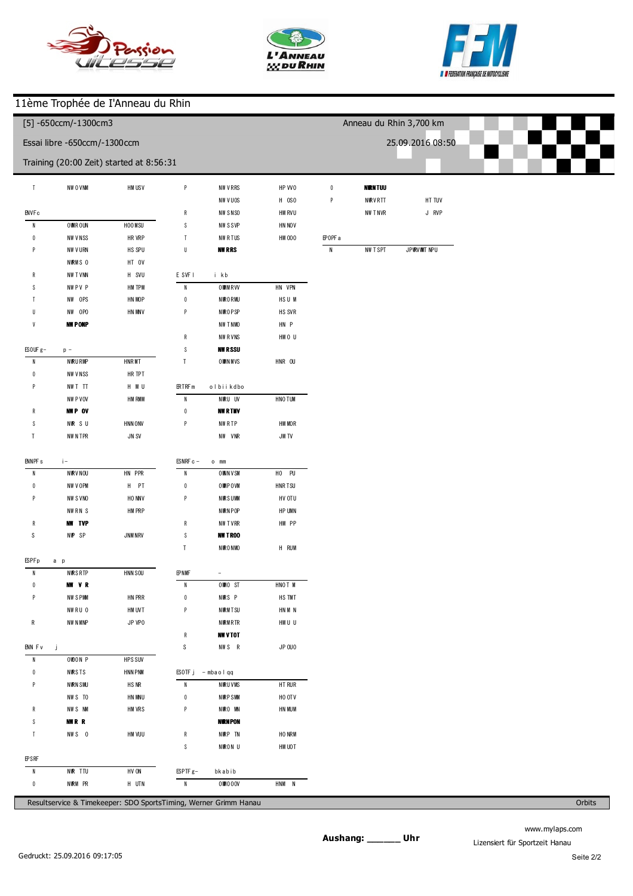# 11ème Trophée de I'Anneau du Rhin

[5] -650ccm/-1300cm3 — Anneau du Rhin 3,700 km

Essai libre -650ccm/-1300ccm — 25.09.2016 08:50

Training (20:00 Zeit) started at 8:56:31

| | | |
|---|---|---|
| T | NW0VNM | HMUSV |

**ENVFc**

| | | |
|---|---|---|
| N | OMROUN | HOOMSU |
| 0 | NWVNSS | HRVRP |
| P | NWVURN | HSSPU |
| | NWMS0 | HT 0V |
| R | NWTVNN | H SVU |
| S | NWPV P | HMTPM |
| T | NW 0PS | HMMOP |
| U | NW 0P0 | HNMNV |
| V | **NW PONP** | |

**ESOUF g– p –**

| | | |
|---|---|---|
| N | NWRURMP | HNRMT |
| 0 | NWVNSS | HRTPT |
| P | NWT TT | H M U |
| | NWPV0V | HMRMM |
| R | **NW P 0V** | |
| S | NWR S U | HNN0NV |
| T | NWNTPR | JN SV |

**ENNPF s i–**

| | | |
|---|---|---|
| N | NWRVN0U | HN PPR |
| 0 | NWV0PM | H PT |
| P | NWSVN0 | H0NNV |
| | NWRN S | HMPRP |
| R | **NW TVP** | |
| S | NWP SP | JNMNRV |

**ESPFp a p**

| | | |
|---|---|---|
| N | NWSRTP | HNNS0U |
| 0 | **NW V R** | |
| P | NWSPMM | HNPRR |
| | NWRU 0 | HMUVT |
| R | NWNMNP | JPVP0 |

**ENN F v j**

| | | |
|---|---|---|
| N | OMON P | HPSSUV |
| 0 | NWSTS | HNNPNM |
| P | NWRNSMU | HSNR |
| | NWS T0 | HNMNU |
| R | NWS NM | HMVRS |
| S | **NW R R** | |
| T | NWS 0 | HMVUU |

**EPSRF**

| | | |
|---|---|---|
| N | NWR TTU | HV 0N |
| 0 | NWRM PR | H UTN |

| | | |
|---|---|---|
| P | NWVRRS | HPVV0 |
| | NWVU0S | H 0S0 |
| R | NWSNS0 | HMRVU |
| S | NWSSVP | HNN0V |
| T | NWRTUS | HM000 |
| U | **NW RRS** | |

**E SVF I i kb**

| | | |
|---|---|---|
| N | OMMRVV | HN VPN |
| 0 | NWRORMU | HSU M |
| P | NWROPSP | HSSVR |
| | NWTNMO | HN P |
| R | NWRVNS | HM0 U |
| S | **NW RSSU** | |
| T | OMNMVS | HNR 0U |

**ERTRF m olbiikdbo**

| | | |
|---|---|---|
| N | NWRU UV | HN0TUM |
| 0 | **NW RTMV** | |
| P | NWRTP | HMMOR |
| | NW VNR | JMTV |

**ESNRF c– o mm**

| | | |
|---|---|---|
| N | OMNVSM | H0 PU |
| 0 | OMPOVM | HNRTSU |
| P | NWSUMM | HV0TU |
| | NWNPOP | HPUMN |
| R | NWTVRR | HM PP |
| S | **NW TR00** | |
| T | NWRONM0 | H RUM |

**EPNMF –**

| | | |
|---|---|---|
| N | OMO ST | HN0T M |
| 0 | NWS P | HSTMT |
| P | NWMTSU | HNM N |
| | NWMRTR | HMU U |
| R | **NW VT0T** | |
| S | NWS R | JP0U0 |

**ESOTF j –mbaolqq**

| | | |
|---|---|---|
| N | NWRUVMS | HTRUM |
| 0 | NWPSMM | H00TV |
| P | NWO MN | HNMUM |
| | **NWRNP0N** | |
| R | NWP TN | H0NRM |
| S | NWRON U | HMU0T |

**ESPTF g– bkabib**

| | | |
|---|---|---|
| N | OMO00V | HNM N |

| | | |
|---|---|---|
| 0 | **NWRNTUU** | |
| P | NWRVRTT | HTTUV |
| | NWTNVR | J RVP |

**EPOPF a**

| | | |
|---|---|---|
| N | NWTSPT | JPVRVMTNPU |

Resultservice & Timekeeper: SDO SportsTiming, Werner Grimm Hanau — Orbits

Aushang: ______ Uhr

www.mylaps.com

Lizensiert für Sportzeit Hanau

Gedruckt: 25.09.2016 09:17:05